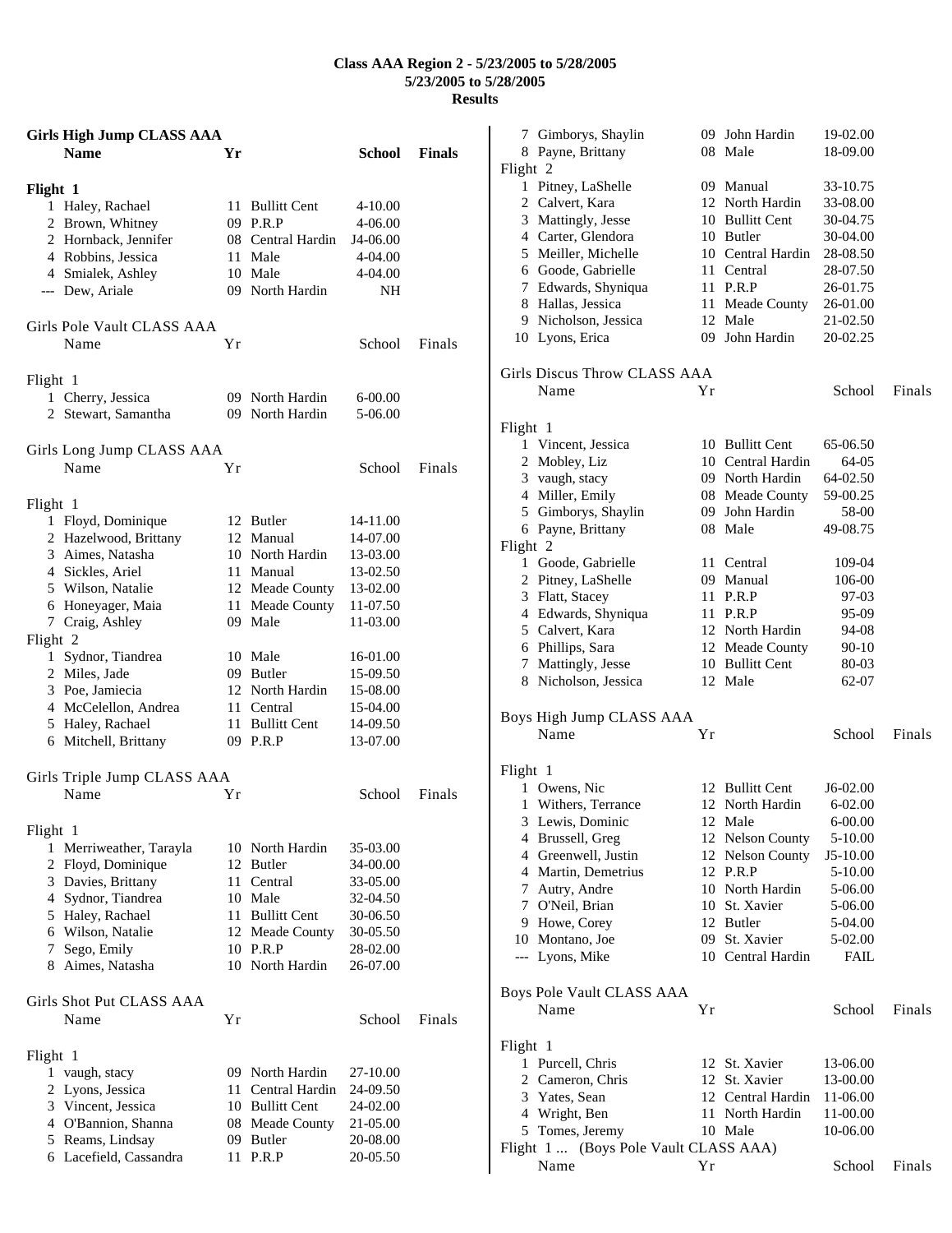# Class AAA Region 2 - 5/23/2005 to 5/28/2005
## 5/23/2005 to 5/28/2005
## Results

### Girls High Jump CLASS AAA

| | Name | Yr | School | Finals |
|---|---|---|---|---|
| **Flight 1** | | | | |
| 1 | Haley, Rachael | 11 | Bullitt Cent | 4-10.00 |
| 2 | Brown, Whitney | 09 | P.R.P | 4-06.00 |
| 2 | Hornback, Jennifer | 08 | Central Hardin | J4-06.00 |
| 4 | Robbins, Jessica | 11 | Male | 4-04.00 |
| 4 | Smialek, Ashley | 10 | Male | 4-04.00 |
| --- | Dew, Ariale | 09 | North Hardin | NH |

### Girls Pole Vault CLASS AAA

| | Name | Yr | School | Finals |
|---|---|---|---|---|
| **Flight 1** | | | | |
| 1 | Cherry, Jessica | 09 | North Hardin | 6-00.00 |
| 2 | Stewart, Samantha | 09 | North Hardin | 5-06.00 |

### Girls Long Jump CLASS AAA

| | Name | Yr | School | Finals |
|---|---|---|---|---|
| **Flight 1** | | | | |
| 1 | Floyd, Dominique | 12 | Butler | 14-11.00 |
| 2 | Hazelwood, Brittany | 12 | Manual | 14-07.00 |
| 3 | Aimes, Natasha | 10 | North Hardin | 13-03.00 |
| 4 | Sickles, Ariel | 11 | Manual | 13-02.50 |
| 5 | Wilson, Natalie | 12 | Meade County | 13-02.00 |
| 6 | Honeyager, Maia | 11 | Meade County | 11-07.50 |
| 7 | Craig, Ashley | 09 | Male | 11-03.00 |
| **Flight 2** | | | | |
| 1 | Sydnor, Tiandrea | 10 | Male | 16-01.00 |
| 2 | Miles, Jade | 09 | Butler | 15-09.50 |
| 3 | Poe, Jamiecia | 12 | North Hardin | 15-08.00 |
| 4 | McCelellon, Andrea | 11 | Central | 15-04.00 |
| 5 | Haley, Rachael | 11 | Bullitt Cent | 14-09.50 |
| 6 | Mitchell, Brittany | 09 | P.R.P | 13-07.00 |

### Girls Triple Jump CLASS AAA

| | Name | Yr | School | Finals |
|---|---|---|---|---|
| **Flight 1** | | | | |
| 1 | Merriweather, Tarayla | 10 | North Hardin | 35-03.00 |
| 2 | Floyd, Dominique | 12 | Butler | 34-00.00 |
| 3 | Davies, Brittany | 11 | Central | 33-05.00 |
| 4 | Sydnor, Tiandrea | 10 | Male | 32-04.50 |
| 5 | Haley, Rachael | 11 | Bullitt Cent | 30-06.50 |
| 6 | Wilson, Natalie | 12 | Meade County | 30-05.50 |
| 7 | Sego, Emily | 10 | P.R.P | 28-02.00 |
| 8 | Aimes, Natasha | 10 | North Hardin | 26-07.00 |

### Girls Shot Put CLASS AAA

| | Name | Yr | School | Finals |
|---|---|---|---|---|
| **Flight 1** | | | | |
| 1 | vaugh, stacy | 09 | North Hardin | 27-10.00 |
| 2 | Lyons, Jessica | 11 | Central Hardin | 24-09.50 |
| 3 | Vincent, Jessica | 10 | Bullitt Cent | 24-02.00 |
| 4 | O'Bannion, Shanna | 08 | Meade County | 21-05.00 |
| 5 | Reams, Lindsay | 09 | Butler | 20-08.00 |
| 6 | Lacefield, Cassandra | 11 | P.R.P | 20-05.50 |
| 7 | Gimborys, Shaylin | 09 | John Hardin | 19-02.00 |
| 8 | Payne, Brittany | 08 | Male | 18-09.00 |
| **Flight 2** | | | | |
| 1 | Pitney, LaShelle | 09 | Manual | 33-10.75 |
| 2 | Calvert, Kara | 12 | North Hardin | 33-08.00 |
| 3 | Mattingly, Jesse | 10 | Bullitt Cent | 30-04.75 |
| 4 | Carter, Glendora | 10 | Butler | 30-04.00 |
| 5 | Meiller, Michelle | 10 | Central Hardin | 28-08.50 |
| 6 | Goode, Gabrielle | 11 | Central | 28-07.50 |
| 7 | Edwards, Shyniqua | 11 | P.R.P | 26-01.75 |
| 8 | Hallas, Jessica | 11 | Meade County | 26-01.00 |
| 9 | Nicholson, Jessica | 12 | Male | 21-02.50 |
| 10 | Lyons, Erica | 09 | John Hardin | 20-02.25 |

### Girls Discus Throw CLASS AAA

| | Name | Yr | School | Finals |
|---|---|---|---|---|
| **Flight 1** | | | | |
| 1 | Vincent, Jessica | 10 | Bullitt Cent | 65-06.50 |
| 2 | Mobley, Liz | 10 | Central Hardin | 64-05 |
| 3 | vaugh, stacy | 09 | North Hardin | 64-02.50 |
| 4 | Miller, Emily | 08 | Meade County | 59-00.25 |
| 5 | Gimborys, Shaylin | 09 | John Hardin | 58-00 |
| 6 | Payne, Brittany | 08 | Male | 49-08.75 |
| **Flight 2** | | | | |
| 1 | Goode, Gabrielle | 11 | Central | 109-04 |
| 2 | Pitney, LaShelle | 09 | Manual | 106-00 |
| 3 | Flatt, Stacey | 11 | P.R.P | 97-03 |
| 4 | Edwards, Shyniqua | 11 | P.R.P | 95-09 |
| 5 | Calvert, Kara | 12 | North Hardin | 94-08 |
| 6 | Phillips, Sara | 12 | Meade County | 90-10 |
| 7 | Mattingly, Jesse | 10 | Bullitt Cent | 80-03 |
| 8 | Nicholson, Jessica | 12 | Male | 62-07 |

### Boys High Jump CLASS AAA

| | Name | Yr | School | Finals |
|---|---|---|---|---|
| **Flight 1** | | | | |
| 1 | Owens, Nic | 12 | Bullitt Cent | J6-02.00 |
| 1 | Withers, Terrance | 12 | North Hardin | 6-02.00 |
| 3 | Lewis, Dominic | 12 | Male | 6-00.00 |
| 4 | Brussell, Greg | 12 | Nelson County | 5-10.00 |
| 4 | Greenwell, Justin | 12 | Nelson County | J5-10.00 |
| 4 | Martin, Demetrius | 12 | P.R.P | 5-10.00 |
| 7 | Autry, Andre | 10 | North Hardin | 5-06.00 |
| 7 | O'Neil, Brian | 10 | St. Xavier | 5-06.00 |
| 9 | Howe, Corey | 12 | Butler | 5-04.00 |
| 10 | Montano, Joe | 09 | St. Xavier | 5-02.00 |
| --- | Lyons, Mike | 10 | Central Hardin | FAIL |

### Boys Pole Vault CLASS AAA

| | Name | Yr | School | Finals |
|---|---|---|---|---|
| **Flight 1** | | | | |
| 1 | Purcell, Chris | 12 | St. Xavier | 13-06.00 |
| 2 | Cameron, Chris | 12 | St. Xavier | 13-00.00 |
| 3 | Yates, Sean | 12 | Central Hardin | 11-06.00 |
| 4 | Wright, Ben | 11 | North Hardin | 11-00.00 |
| 5 | Tomes, Jeremy | 10 | Male | 10-06.00 |

Flight 1 ... (Boys Pole Vault CLASS AAA)

| | Name | Yr | School | Finals |
|---|---|---|---|---|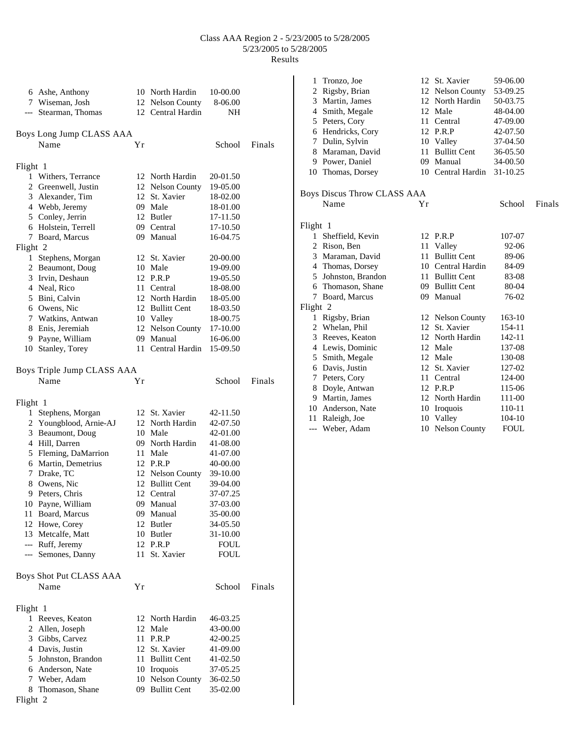Class AAA Region 2 - 5/23/2005 to 5/28/2005
5/23/2005 to 5/28/2005
Results

| | | | | |
|---|---|---|---|---|
| 6 | Ashe, Anthony | 10 | North Hardin | 10-00.00 |
| 7 | Wiseman, Josh | 12 | Nelson County | 8-06.00 |
| --- | Stearman, Thomas | 12 | Central Hardin | NH |

## Boys Long Jump CLASS AAA

| | Name | Yr | School | Finals |
|---|---|---|---|---|
| **Flight 1** | | | | |
| 1 | Withers, Terrance | 12 | North Hardin | 20-01.50 |
| 2 | Greenwell, Justin | 12 | Nelson County | 19-05.00 |
| 3 | Alexander, Tim | 12 | St. Xavier | 18-02.00 |
| 4 | Webb, Jeremy | 09 | Male | 18-01.00 |
| 5 | Conley, Jerrin | 12 | Butler | 17-11.50 |
| 6 | Holstein, Terrell | 09 | Central | 17-10.50 |
| 7 | Board, Marcus | 09 | Manual | 16-04.75 |
| **Flight 2** | | | | |
| 1 | Stephens, Morgan | 12 | St. Xavier | 20-00.00 |
| 2 | Beaumont, Doug | 10 | Male | 19-09.00 |
| 3 | Irvin, Deshaun | 12 | P.R.P | 19-05.50 |
| 4 | Neal, Rico | 11 | Central | 18-08.00 |
| 5 | Bini, Calvin | 12 | North Hardin | 18-05.00 |
| 6 | Owens, Nic | 12 | Bullitt Cent | 18-03.50 |
| 7 | Watkins, Antwan | 10 | Valley | 18-00.75 |
| 8 | Enis, Jeremiah | 12 | Nelson County | 17-10.00 |
| 9 | Payne, William | 09 | Manual | 16-06.00 |
| 10 | Stanley, Torey | 11 | Central Hardin | 15-09.50 |

## Boys Triple Jump CLASS AAA

| | Name | Yr | School | Finals |
|---|---|---|---|---|
| **Flight 1** | | | | |
| 1 | Stephens, Morgan | 12 | St. Xavier | 42-11.50 |
| 2 | Youngblood, Arnie-AJ | 12 | North Hardin | 42-07.50 |
| 3 | Beaumont, Doug | 10 | Male | 42-01.00 |
| 4 | Hill, Darren | 09 | North Hardin | 41-08.00 |
| 5 | Fleming, DaMarrion | 11 | Male | 41-07.00 |
| 6 | Martin, Demetrius | 12 | P.R.P | 40-00.00 |
| 7 | Drake, TC | 12 | Nelson County | 39-10.00 |
| 8 | Owens, Nic | 12 | Bullitt Cent | 39-04.00 |
| 9 | Peters, Chris | 12 | Central | 37-07.25 |
| 10 | Payne, William | 09 | Manual | 37-03.00 |
| 11 | Board, Marcus | 09 | Manual | 35-00.00 |
| 12 | Howe, Corey | 12 | Butler | 34-05.50 |
| 13 | Metcalfe, Matt | 10 | Butler | 31-10.00 |
| --- | Ruff, Jeremy | 12 | P.R.P | FOUL |
| --- | Semones, Danny | 11 | St. Xavier | FOUL |

## Boys Shot Put CLASS AAA

| | Name | Yr | School | Finals |
|---|---|---|---|---|
| **Flight 1** | | | | |
| 1 | Reeves, Keaton | 12 | North Hardin | 46-03.25 |
| 2 | Allen, Joseph | 12 | Male | 43-00.00 |
| 3 | Gibbs, Carvez | 11 | P.R.P | 42-00.25 |
| 4 | Davis, Justin | 12 | St. Xavier | 41-09.00 |
| 5 | Johnston, Brandon | 11 | Bullitt Cent | 41-02.50 |
| 6 | Anderson, Nate | 10 | Iroquois | 37-05.25 |
| 7 | Weber, Adam | 10 | Nelson County | 36-02.50 |
| 8 | Thomason, Shane | 09 | Bullitt Cent | 35-02.00 |
| **Flight 2** | | | | |
| 1 | Tronzo, Joe | 12 | St. Xavier | 59-06.00 |
| 2 | Rigsby, Brian | 12 | Nelson County | 53-09.25 |
| 3 | Martin, James | 12 | North Hardin | 50-03.75 |
| 4 | Smith, Megale | 12 | Male | 48-04.00 |
| 5 | Peters, Cory | 11 | Central | 47-09.00 |
| 6 | Hendricks, Cory | 12 | P.R.P | 42-07.50 |
| 7 | Dulin, Sylvin | 10 | Valley | 37-04.50 |
| 8 | Maraman, David | 11 | Bullitt Cent | 36-05.50 |
| 9 | Power, Daniel | 09 | Manual | 34-00.50 |
| 10 | Thomas, Dorsey | 10 | Central Hardin | 31-10.25 |

## Boys Discus Throw CLASS AAA

| | Name | Yr | School | Finals |
|---|---|---|---|---|
| **Flight 1** | | | | |
| 1 | Sheffield, Kevin | 12 | P.R.P | 107-07 |
| 2 | Rison, Ben | 11 | Valley | 92-06 |
| 3 | Maraman, David | 11 | Bullitt Cent | 89-06 |
| 4 | Thomas, Dorsey | 10 | Central Hardin | 84-09 |
| 5 | Johnston, Brandon | 11 | Bullitt Cent | 83-08 |
| 6 | Thomason, Shane | 09 | Bullitt Cent | 80-04 |
| 7 | Board, Marcus | 09 | Manual | 76-02 |
| **Flight 2** | | | | |
| 1 | Rigsby, Brian | 12 | Nelson County | 163-10 |
| 2 | Whelan, Phil | 12 | St. Xavier | 154-11 |
| 3 | Reeves, Keaton | 12 | North Hardin | 142-11 |
| 4 | Lewis, Dominic | 12 | Male | 137-08 |
| 5 | Smith, Megale | 12 | Male | 130-08 |
| 6 | Davis, Justin | 12 | St. Xavier | 127-02 |
| 7 | Peters, Cory | 11 | Central | 124-00 |
| 8 | Doyle, Antwan | 12 | P.R.P | 115-06 |
| 9 | Martin, James | 12 | North Hardin | 111-00 |
| 10 | Anderson, Nate | 10 | Iroquois | 110-11 |
| 11 | Raleigh, Joe | 10 | Valley | 104-10 |
| --- | Weber, Adam | 10 | Nelson County | FOUL |